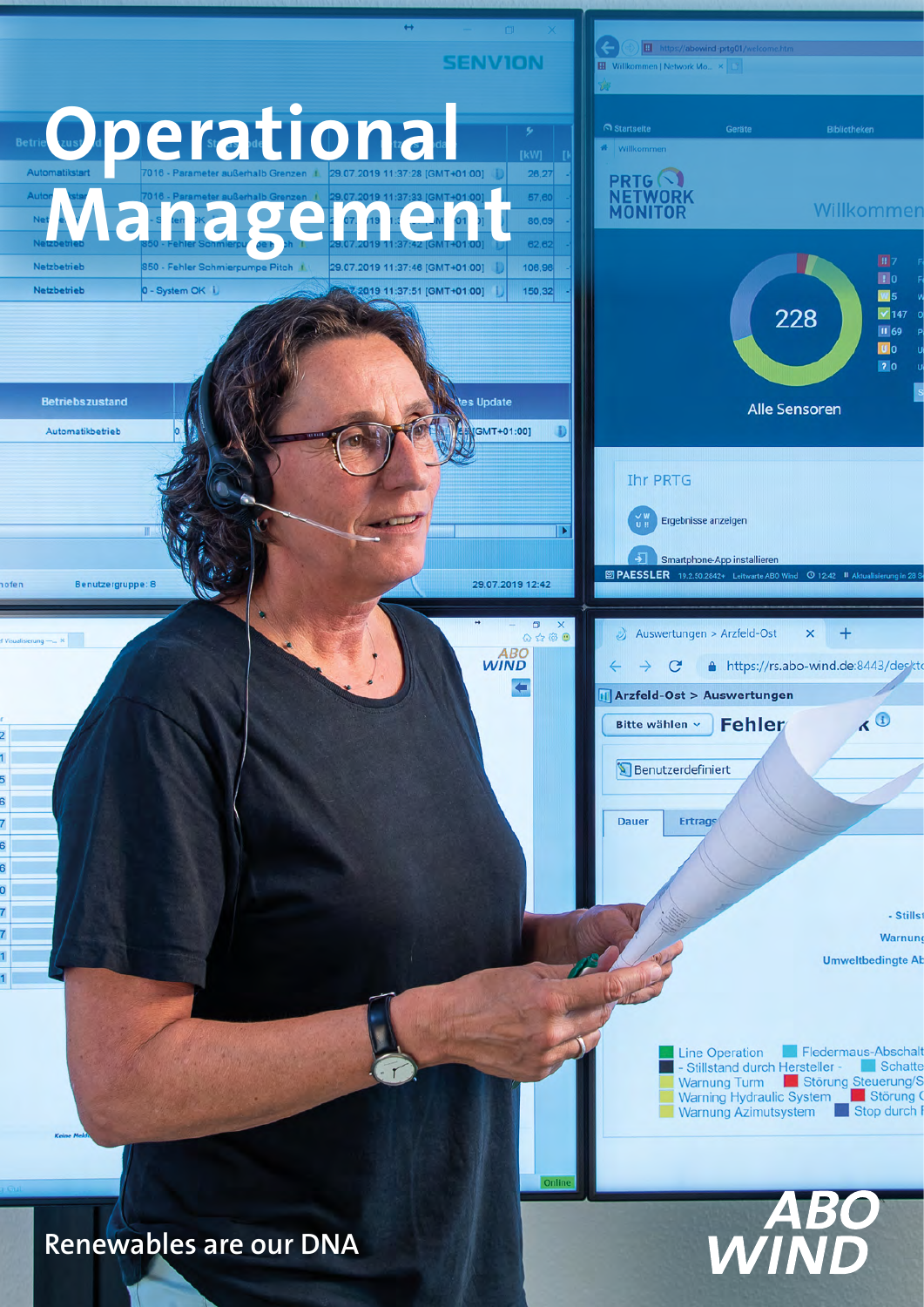# Operational Management

Renewables are our DNA

ABO WIND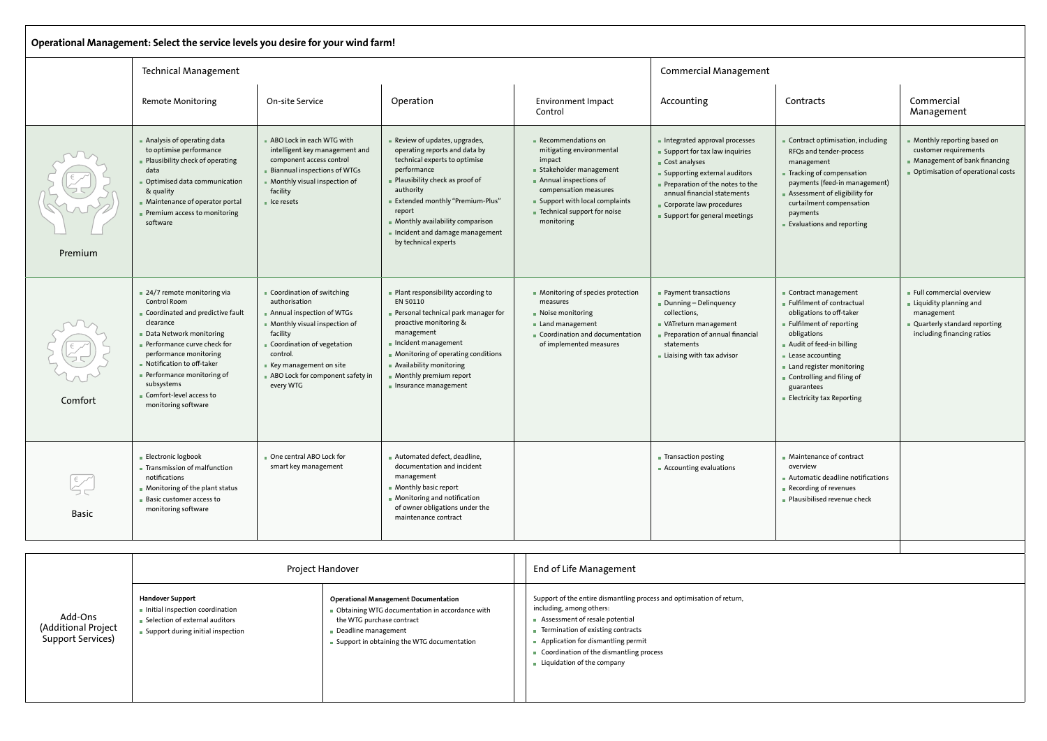## Operational Management: Select the service levels you desire for your wind farm!

| | Technical Management | | | | Commercial Management | | |
|---|---|---|---|---|---|---|---|
| | Remote Monitoring | On-site Service | Operation | Environment Impact Control | Accounting | Contracts | Commercial Management |
| Premium | ■ Analysis of operating data to optimise performance<br>■ Plausibility check of operating data<br>■ Optimised data communication & quality<br>■ Maintenance of operator portal<br>■ Premium access to monitoring software | ■ ABO Lock in each WTG with intelligent key management and component access control<br>■ Biannual inspections of WTGs<br>■ Monthly visual inspection of facility<br>■ Ice resets | ■ Review of updates, upgrades, operating reports and data by technical experts to optimise performance<br>■ Plausibility check as proof of authority<br>■ Extended monthly "Premium-Plus" report<br>■ Monthly availability comparison<br>■ Incident and damage management by technical experts | ■ Recommendations on mitigating environmental impact<br>■ Stakeholder management<br>■ Annual inspections of compensation measures<br>■ Support with local complaints<br>■ Technical support for noise monitoring | ■ Integrated approval processes<br>■ Support for tax law inquiries<br>■ Cost analyses<br>■ Supporting external auditors<br>■ Preparation of the notes to the annual financial statements<br>■ Corporate law procedures<br>■ Support for general meetings | ■ Contract optimisation, including RFQs and tender-process management<br>■ Tracking of compensation payments (feed-in management)<br>■ Assessment of eligibility for curtailment compensation payments<br>■ Evaluations and reporting | ■ Monthly reporting based on customer requirements<br>■ Management of bank financing<br>■ Optimisation of operational costs |
| Comfort | ■ 24/7 remote monitoring via Control Room<br>■ Coordinated and predictive fault clearance<br>■ Data Network monitoring<br>■ Performance curve check for performance monitoring<br>■ Notification to off-taker<br>■ Performance monitoring of subsystems<br>■ Comfort-level access to monitoring software | ■ Coordination of switching authorisation<br>■ Annual inspection of WTGs<br>■ Monthly visual inspection of facility<br>■ Coordination of vegetation control.<br>■ Key management on site<br>■ ABO Lock for component safety in every WTG | ■ Plant responsibility according to EN 50110<br>■ Personal technical park manager for proactive monitoring & management<br>■ Incident management<br>■ Monitoring of operating conditions<br>■ Availability monitoring<br>■ Monthly premium report<br>■ Insurance management | ■ Monitoring of species protection measures<br>■ Noise monitoring<br>■ Land management<br>■ Coordination and documentation of implemented measures | ■ Payment transactions<br>■ Dunning – Delinquency collections,<br>■ VATreturn management<br>■ Preparation of annual financial statements<br>■ Liaising with tax advisor | ■ Contract management<br>■ Fulfilment of contractual obligations to off-taker<br>■ Fulfilment of reporting obligations<br>■ Audit of feed-in billing<br>■ Lease accounting<br>■ Land register monitoring<br>■ Controlling and filing of guarantees<br>■ Electricity tax Reporting | ■ Full commercial overview<br>■ Liquidity planning and management<br>■ Quarterly standard reporting including financing ratios |
| Basic | ■ Electronic logbook<br>■ Transmission of malfunction notifications<br>■ Monitoring of the plant status<br>■ Basic customer access to monitoring software | ■ One central ABO Lock for smart key management | ■ Automated defect, deadline, documentation and incident management<br>■ Monthly basic report<br>■ Monitoring and notification of owner obligations under the maintenance contract | | ■ Transaction posting<br>■ Accounting evaluations | ■ Maintenance of contract overview<br>■ Automatic deadline notifications<br>■ Recording of revenues<br>■ Plausibilised revenue check | |

| | Project Handover | | End of Life Management |
|---|---|---|---|
| Add-Ons (Additional Project Support Services) | **Handover Support**<br>■ Initial inspection coordination<br>■ Selection of external auditors<br>■ Support during initial inspection | **Operational Management Documentation**<br>■ Obtaining WTG documentation in accordance with the WTG purchase contract<br>■ Deadline management<br>■ Support in obtaining the WTG documentation | Support of the entire dismantling process and optimisation of return, including, among others:<br>■ Assessment of resale potential<br>■ Termination of existing contracts<br>■ Application for dismantling permit<br>■ Coordination of the dismantling process<br>■ Liquidation of the company |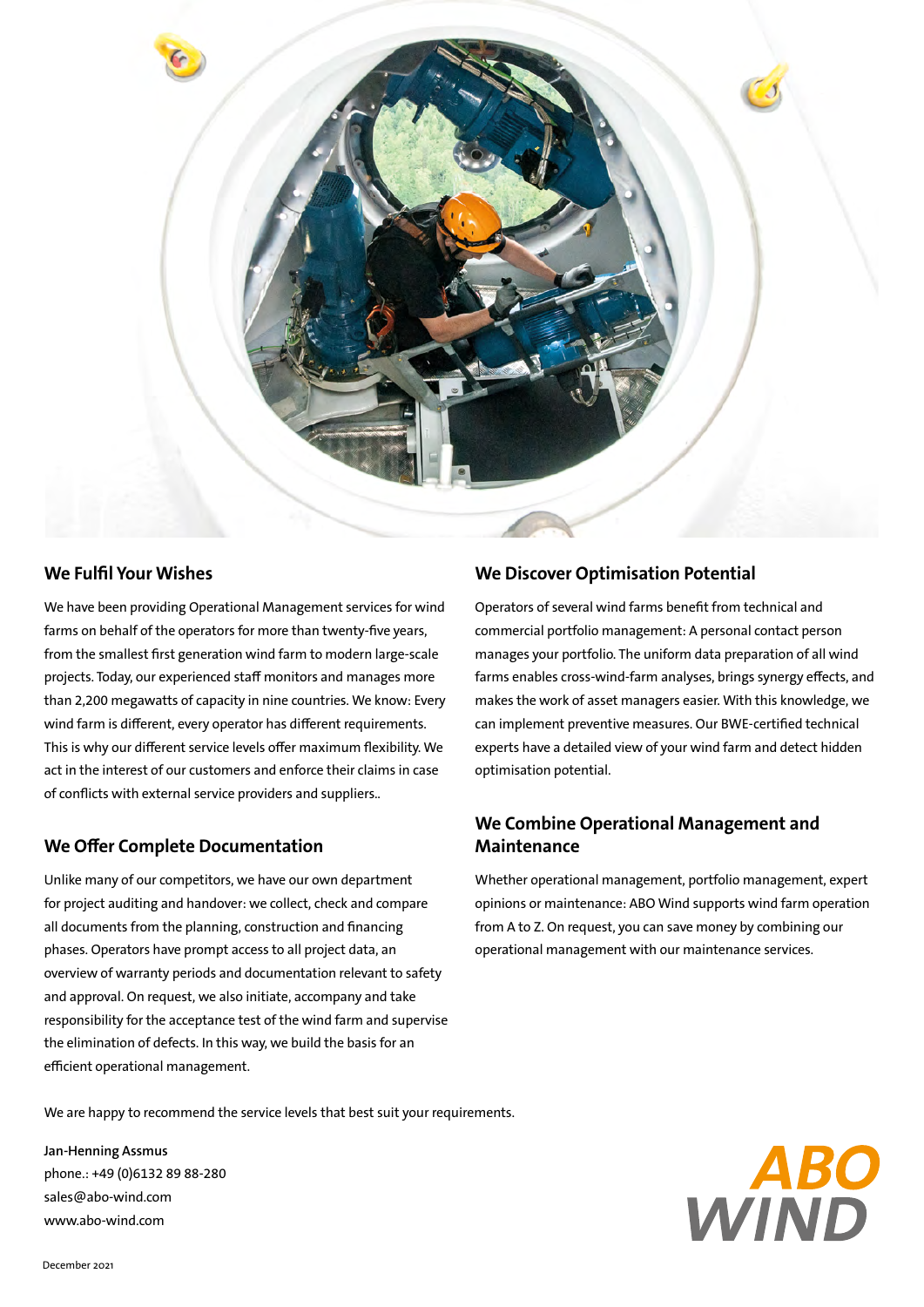## We Fulfil Your Wishes

We have been providing Operational Management services for wind farms on behalf of the operators for more than twenty-five years, from the smallest first generation wind farm to modern large-scale projects. Today, our experienced staff monitors and manages more than 2,200 megawatts of capacity in nine countries. We know: Every wind farm is different, every operator has different requirements. This is why our different service levels offer maximum flexibility. We act in the interest of our customers and enforce their claims in case of conflicts with external service providers and suppliers..

## We Offer Complete Documentation

Unlike many of our competitors, we have our own department for project auditing and handover: we collect, check and compare all documents from the planning, construction and financing phases. Operators have prompt access to all project data, an overview of warranty periods and documentation relevant to safety and approval. On request, we also initiate, accompany and take responsibility for the acceptance test of the wind farm and supervise the elimination of defects. In this way, we build the basis for an efficient operational management.

## We Discover Optimisation Potential

Operators of several wind farms benefit from technical and commercial portfolio management: A personal contact person manages your portfolio. The uniform data preparation of all wind farms enables cross-wind-farm analyses, brings synergy effects, and makes the work of asset managers easier. With this knowledge, we can implement preventive measures. Our BWE-certified technical experts have a detailed view of your wind farm and detect hidden optimisation potential.

## We Combine Operational Management and Maintenance

Whether operational management, portfolio management, expert opinions or maintenance: ABO Wind supports wind farm operation from A to Z. On request, you can save money by combining our operational management with our maintenance services.

We are happy to recommend the service levels that best suit your requirements.

**Jan-Henning Assmus**
phone.: +49 (0)6132 89 88-280
sales@abo-wind.com
www.abo-wind.com

ABO WIND

December 2021